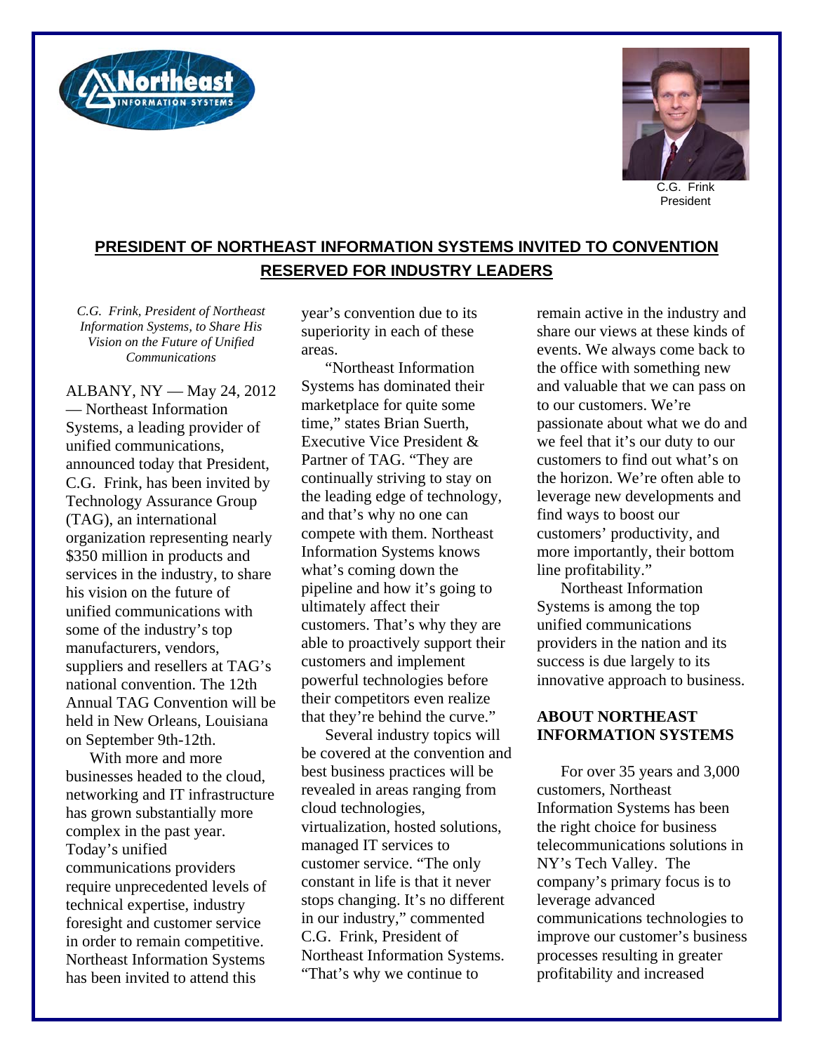C.G. Frink
President

## PRESIDENT OF NORTHEAST INFORMATION SYSTEMS INVITED TO CONVENTION RESERVED FOR INDUSTRY LEADERS

*C.G. Frink, President of Northeast Information Systems, to Share His Vision on the Future of Unified Communications*

ALBANY, NY — May 24, 2012 — Northeast Information Systems, a leading provider of unified communications, announced today that President, C.G. Frink, has been invited by Technology Assurance Group (TAG), an international organization representing nearly $350 million in products and services in the industry, to share his vision on the future of unified communications with some of the industry's top manufacturers, vendors, suppliers and resellers at TAG's national convention. The 12th Annual TAG Convention will be held in New Orleans, Louisiana on September 9th-12th.

With more and more businesses headed to the cloud, networking and IT infrastructure has grown substantially more complex in the past year. Today's unified communications providers require unprecedented levels of technical expertise, industry foresight and customer service in order to remain competitive. Northeast Information Systems has been invited to attend this year's convention due to its superiority in each of these areas.

"Northeast Information Systems has dominated their marketplace for quite some time," states Brian Suerth, Executive Vice President & Partner of TAG. "They are continually striving to stay on the leading edge of technology, and that's why no one can compete with them. Northeast Information Systems knows what's coming down the pipeline and how it's going to ultimately affect their customers. That's why they are able to proactively support their customers and implement powerful technologies before their competitors even realize that they're behind the curve."

Several industry topics will be covered at the convention and best business practices will be revealed in areas ranging from cloud technologies, virtualization, hosted solutions, managed IT services to customer service. "The only constant in life is that it never stops changing. It's no different in our industry," commented C.G. Frink, President of Northeast Information Systems. "That's why we continue to remain active in the industry and share our views at these kinds of events. We always come back to the office with something new and valuable that we can pass on to our customers. We're passionate about what we do and we feel that it's our duty to our customers to find out what's on the horizon. We're often able to leverage new developments and find ways to boost our customers' productivity, and more importantly, their bottom line profitability."

Northeast Information Systems is among the top unified communications providers in the nation and its success is due largely to its innovative approach to business.

### ABOUT NORTHEAST INFORMATION SYSTEMS

For over 35 years and 3,000 customers, Northeast Information Systems has been the right choice for business telecommunications solutions in NY's Tech Valley. The company's primary focus is to leverage advanced communications technologies to improve our customer's business processes resulting in greater profitability and increased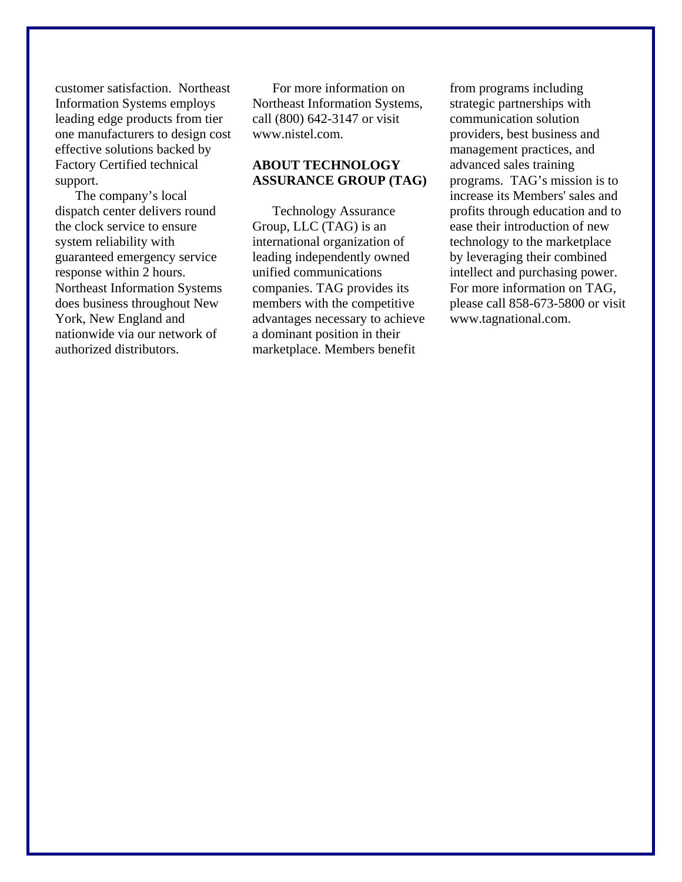customer satisfaction. Northeast Information Systems employs leading edge products from tier one manufacturers to design cost effective solutions backed by Factory Certified technical support.

The company's local dispatch center delivers round the clock service to ensure system reliability with guaranteed emergency service response within 2 hours. Northeast Information Systems does business throughout New York, New England and nationwide via our network of authorized distributors.

For more information on Northeast Information Systems, call (800) 642-3147 or visit www.nistel.com.

**ABOUT TECHNOLOGY ASSURANCE GROUP (TAG)**

Technology Assurance Group, LLC (TAG) is an international organization of leading independently owned unified communications companies. TAG provides its members with the competitive advantages necessary to achieve a dominant position in their marketplace. Members benefit from programs including strategic partnerships with communication solution providers, best business and management practices, and advanced sales training programs. TAG's mission is to increase its Members' sales and profits through education and to ease their introduction of new technology to the marketplace by leveraging their combined intellect and purchasing power. For more information on TAG, please call 858-673-5800 or visit www.tagnational.com.